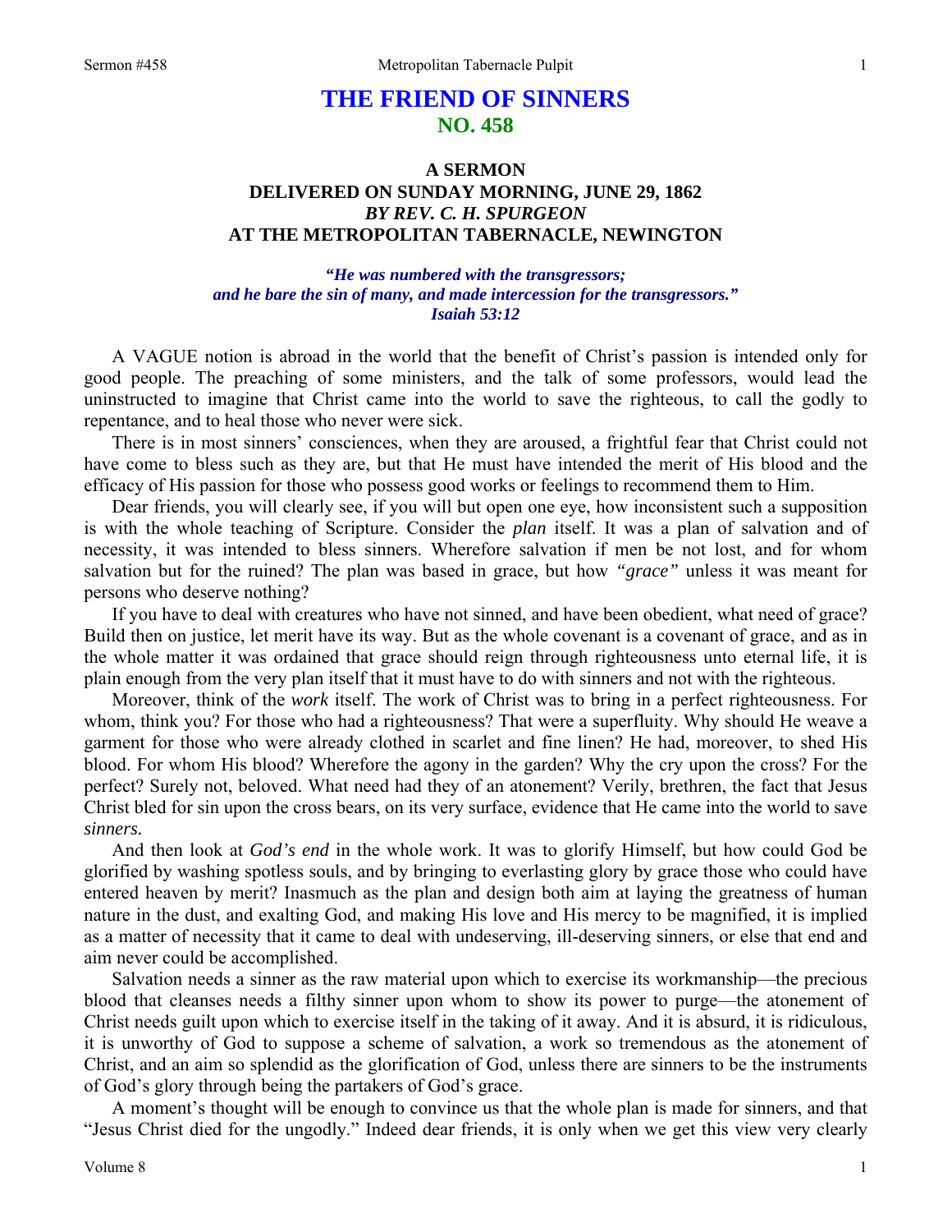# THE FRIEND OF SINNERS
## NO. 458

### A SERMON
### DELIVERED ON SUNDAY MORNING, JUNE 29, 1862
### *BY REV. C. H. SPURGEON*
### AT THE METROPOLITAN TABERNACLE, NEWINGTON

***"He was numbered with the transgressors;***
***and he bare the sin of many, and made intercession for the transgressors."***
***Isaiah 53:12***

A VAGUE notion is abroad in the world that the benefit of Christ's passion is intended only for good people. The preaching of some ministers, and the talk of some professors, would lead the uninstructed to imagine that Christ came into the world to save the righteous, to call the godly to repentance, and to heal those who never were sick.

There is in most sinners' consciences, when they are aroused, a frightful fear that Christ could not have come to bless such as they are, but that He must have intended the merit of His blood and the efficacy of His passion for those who possess good works or feelings to recommend them to Him.

Dear friends, you will clearly see, if you will but open one eye, how inconsistent such a supposition is with the whole teaching of Scripture. Consider the *plan* itself. It was a plan of salvation and of necessity, it was intended to bless sinners. Wherefore salvation if men be not lost, and for whom salvation but for the ruined? The plan was based in grace, but how *"grace"* unless it was meant for persons who deserve nothing?

If you have to deal with creatures who have not sinned, and have been obedient, what need of grace? Build then on justice, let merit have its way. But as the whole covenant is a covenant of grace, and as in the whole matter it was ordained that grace should reign through righteousness unto eternal life, it is plain enough from the very plan itself that it must have to do with sinners and not with the righteous.

Moreover, think of the *work* itself. The work of Christ was to bring in a perfect righteousness. For whom, think you? For those who had a righteousness? That were a superfluity. Why should He weave a garment for those who were already clothed in scarlet and fine linen? He had, moreover, to shed His blood. For whom His blood? Wherefore the agony in the garden? Why the cry upon the cross? For the perfect? Surely not, beloved. What need had they of an atonement? Verily, brethren, the fact that Jesus Christ bled for sin upon the cross bears, on its very surface, evidence that He came into the world to save *sinners.*

And then look at *God's end* in the whole work. It was to glorify Himself, but how could God be glorified by washing spotless souls, and by bringing to everlasting glory by grace those who could have entered heaven by merit? Inasmuch as the plan and design both aim at laying the greatness of human nature in the dust, and exalting God, and making His love and His mercy to be magnified, it is implied as a matter of necessity that it came to deal with undeserving, ill-deserving sinners, or else that end and aim never could be accomplished.

Salvation needs a sinner as the raw material upon which to exercise its workmanship—the precious blood that cleanses needs a filthy sinner upon whom to show its power to purge—the atonement of Christ needs guilt upon which to exercise itself in the taking of it away. And it is absurd, it is ridiculous, it is unworthy of God to suppose a scheme of salvation, a work so tremendous as the atonement of Christ, and an aim so splendid as the glorification of God, unless there are sinners to be the instruments of God's glory through being the partakers of God's grace.

A moment's thought will be enough to convince us that the whole plan is made for sinners, and that "Jesus Christ died for the ungodly." Indeed dear friends, it is only when we get this view very clearly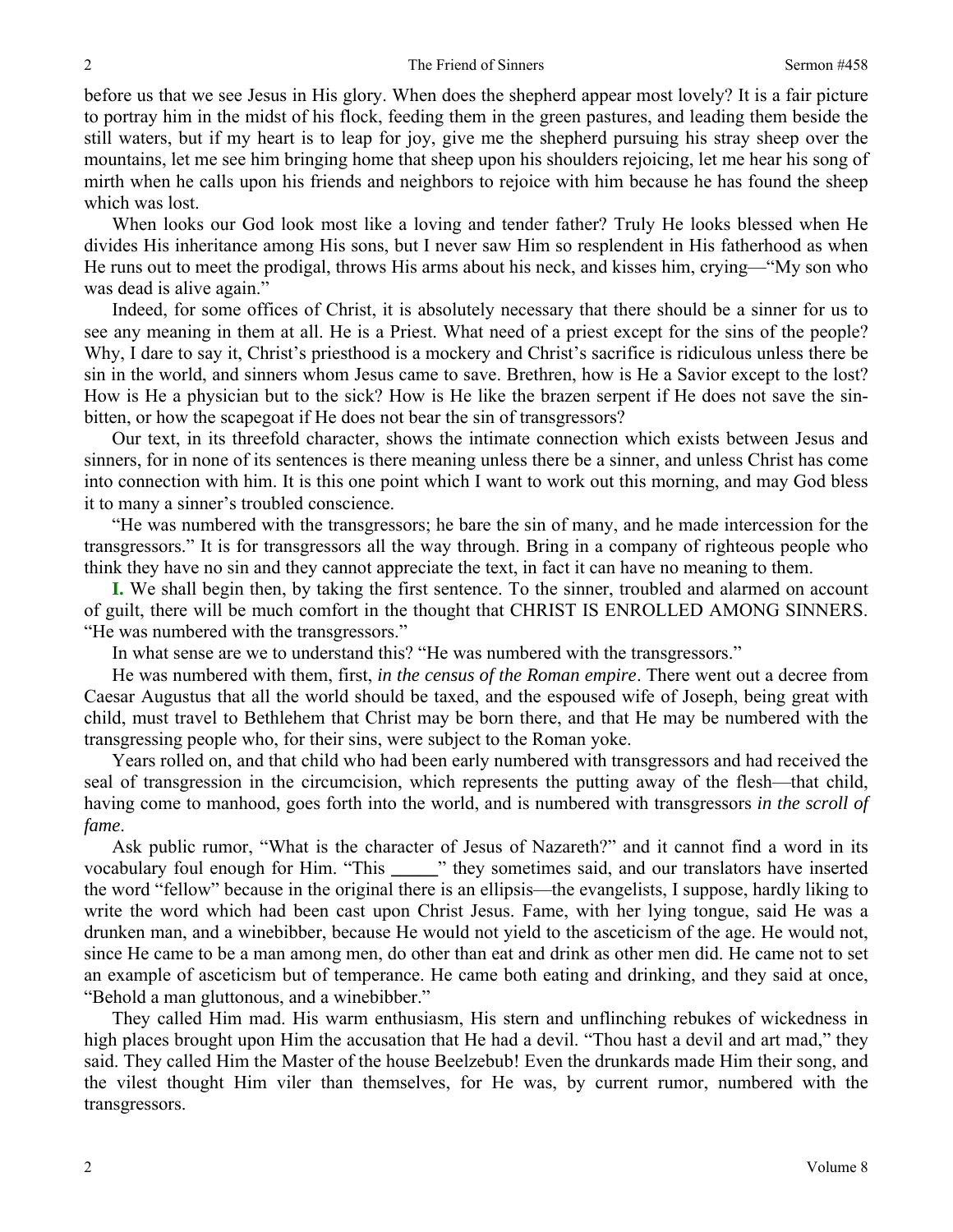before us that we see Jesus in His glory. When does the shepherd appear most lovely? It is a fair picture to portray him in the midst of his flock, feeding them in the green pastures, and leading them beside the still waters, but if my heart is to leap for joy, give me the shepherd pursuing his stray sheep over the mountains, let me see him bringing home that sheep upon his shoulders rejoicing, let me hear his song of mirth when he calls upon his friends and neighbors to rejoice with him because he has found the sheep which was lost.

When looks our God look most like a loving and tender father? Truly He looks blessed when He divides His inheritance among His sons, but I never saw Him so resplendent in His fatherhood as when He runs out to meet the prodigal, throws His arms about his neck, and kisses him, crying—"My son who was dead is alive again."

Indeed, for some offices of Christ, it is absolutely necessary that there should be a sinner for us to see any meaning in them at all. He is a Priest. What need of a priest except for the sins of the people? Why, I dare to say it, Christ's priesthood is a mockery and Christ's sacrifice is ridiculous unless there be sin in the world, and sinners whom Jesus came to save. Brethren, how is He a Savior except to the lost? How is He a physician but to the sick? How is He like the brazen serpent if He does not save the sin-bitten, or how the scapegoat if He does not bear the sin of transgressors?

Our text, in its threefold character, shows the intimate connection which exists between Jesus and sinners, for in none of its sentences is there meaning unless there be a sinner, and unless Christ has come into connection with him. It is this one point which I want to work out this morning, and may God bless it to many a sinner's troubled conscience.

"He was numbered with the transgressors; he bare the sin of many, and he made intercession for the transgressors." It is for transgressors all the way through. Bring in a company of righteous people who think they have no sin and they cannot appreciate the text, in fact it can have no meaning to them.

**I.** We shall begin then, by taking the first sentence. To the sinner, troubled and alarmed on account of guilt, there will be much comfort in the thought that CHRIST IS ENROLLED AMONG SINNERS. "He was numbered with the transgressors."

In what sense are we to understand this? "He was numbered with the transgressors."

He was numbered with them, first, *in the census of the Roman empire*. There went out a decree from Caesar Augustus that all the world should be taxed, and the espoused wife of Joseph, being great with child, must travel to Bethlehem that Christ may be born there, and that He may be numbered with the transgressing people who, for their sins, were subject to the Roman yoke.

Years rolled on, and that child who had been early numbered with transgressors and had received the seal of transgression in the circumcision, which represents the putting away of the flesh—that child, having come to manhood, goes forth into the world, and is numbered with transgressors *in the scroll of fame*.

Ask public rumor, "What is the character of Jesus of Nazareth?" and it cannot find a word in its vocabulary foul enough for Him. "This _____" they sometimes said, and our translators have inserted the word "fellow" because in the original there is an ellipsis—the evangelists, I suppose, hardly liking to write the word which had been cast upon Christ Jesus. Fame, with her lying tongue, said He was a drunken man, and a winebibber, because He would not yield to the asceticism of the age. He would not, since He came to be a man among men, do other than eat and drink as other men did. He came not to set an example of asceticism but of temperance. He came both eating and drinking, and they said at once, "Behold a man gluttonous, and a winebibber."

They called Him mad. His warm enthusiasm, His stern and unflinching rebukes of wickedness in high places brought upon Him the accusation that He had a devil. "Thou hast a devil and art mad," they said. They called Him the Master of the house Beelzebub! Even the drunkards made Him their song, and the vilest thought Him viler than themselves, for He was, by current rumor, numbered with the transgressors.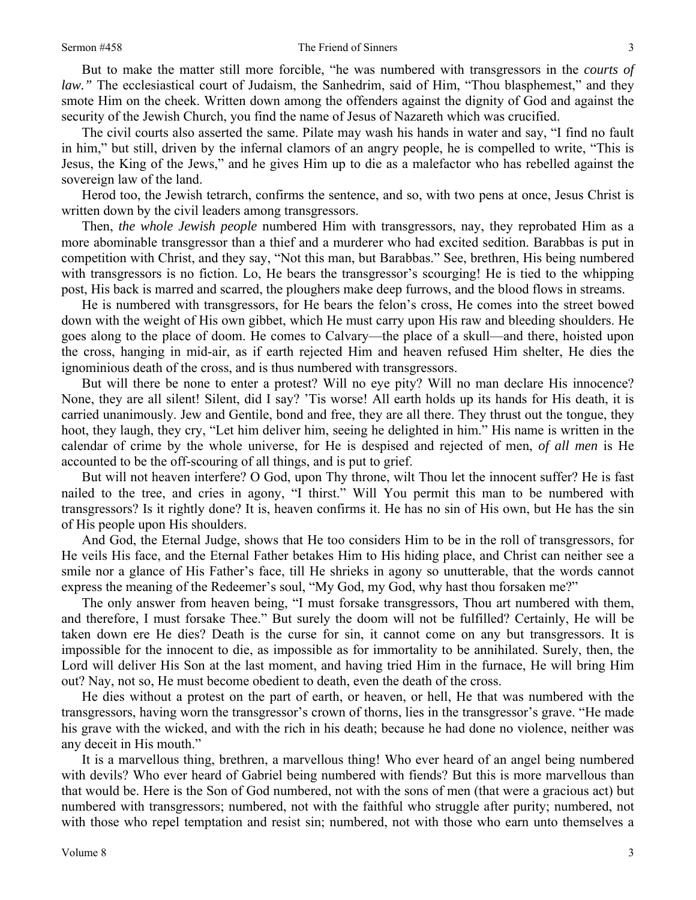But to make the matter still more forcible, "he was numbered with transgressors in the *courts of law."* The ecclesiastical court of Judaism, the Sanhedrim, said of Him, "Thou blasphemest," and they smote Him on the cheek. Written down among the offenders against the dignity of God and against the security of the Jewish Church, you find the name of Jesus of Nazareth which was crucified.

The civil courts also asserted the same. Pilate may wash his hands in water and say, "I find no fault in him," but still, driven by the infernal clamors of an angry people, he is compelled to write, "This is Jesus, the King of the Jews," and he gives Him up to die as a malefactor who has rebelled against the sovereign law of the land.

Herod too, the Jewish tetrarch, confirms the sentence, and so, with two pens at once, Jesus Christ is written down by the civil leaders among transgressors.

Then, *the whole Jewish people* numbered Him with transgressors, nay, they reprobated Him as a more abominable transgressor than a thief and a murderer who had excited sedition. Barabbas is put in competition with Christ, and they say, "Not this man, but Barabbas." See, brethren, His being numbered with transgressors is no fiction. Lo, He bears the transgressor's scourging! He is tied to the whipping post, His back is marred and scarred, the ploughers make deep furrows, and the blood flows in streams.

He is numbered with transgressors, for He bears the felon's cross, He comes into the street bowed down with the weight of His own gibbet, which He must carry upon His raw and bleeding shoulders. He goes along to the place of doom. He comes to Calvary—the place of a skull—and there, hoisted upon the cross, hanging in mid-air, as if earth rejected Him and heaven refused Him shelter, He dies the ignominious death of the cross, and is thus numbered with transgressors.

But will there be none to enter a protest? Will no eye pity? Will no man declare His innocence? None, they are all silent! Silent, did I say? 'Tis worse! All earth holds up its hands for His death, it is carried unanimously. Jew and Gentile, bond and free, they are all there. They thrust out the tongue, they hoot, they laugh, they cry, "Let him deliver him, seeing he delighted in him." His name is written in the calendar of crime by the whole universe, for He is despised and rejected of men, *of all men* is He accounted to be the off-scouring of all things, and is put to grief.

But will not heaven interfere? O God, upon Thy throne, wilt Thou let the innocent suffer? He is fast nailed to the tree, and cries in agony, "I thirst." Will You permit this man to be numbered with transgressors? Is it rightly done? It is, heaven confirms it. He has no sin of His own, but He has the sin of His people upon His shoulders.

And God, the Eternal Judge, shows that He too considers Him to be in the roll of transgressors, for He veils His face, and the Eternal Father betakes Him to His hiding place, and Christ can neither see a smile nor a glance of His Father's face, till He shrieks in agony so unutterable, that the words cannot express the meaning of the Redeemer's soul, "My God, my God, why hast thou forsaken me?"

The only answer from heaven being, "I must forsake transgressors, Thou art numbered with them, and therefore, I must forsake Thee." But surely the doom will not be fulfilled? Certainly, He will be taken down ere He dies? Death is the curse for sin, it cannot come on any but transgressors. It is impossible for the innocent to die, as impossible as for immortality to be annihilated. Surely, then, the Lord will deliver His Son at the last moment, and having tried Him in the furnace, He will bring Him out? Nay, not so, He must become obedient to death, even the death of the cross.

He dies without a protest on the part of earth, or heaven, or hell, He that was numbered with the transgressors, having worn the transgressor's crown of thorns, lies in the transgressor's grave. "He made his grave with the wicked, and with the rich in his death; because he had done no violence, neither was any deceit in His mouth."

It is a marvellous thing, brethren, a marvellous thing! Who ever heard of an angel being numbered with devils? Who ever heard of Gabriel being numbered with fiends? But this is more marvellous than that would be. Here is the Son of God numbered, not with the sons of men (that were a gracious act) but numbered with transgressors; numbered, not with the faithful who struggle after purity; numbered, not with those who repel temptation and resist sin; numbered, not with those who earn unto themselves a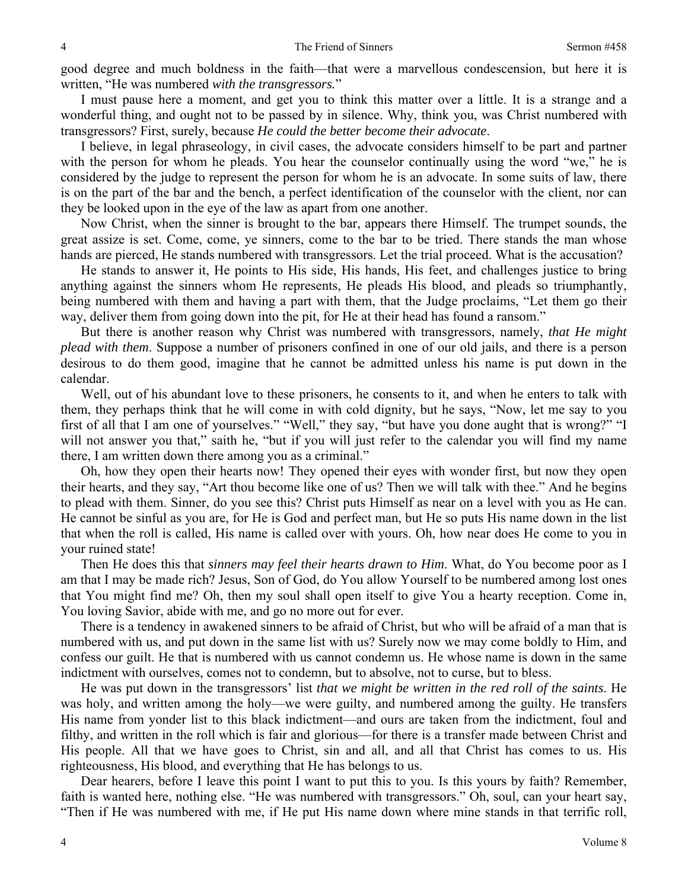good degree and much boldness in the faith—that were a marvellous condescension, but here it is written, "He was numbered *with the transgressors.*"

I must pause here a moment, and get you to think this matter over a little. It is a strange and a wonderful thing, and ought not to be passed by in silence. Why, think you, was Christ numbered with transgressors? First, surely, because *He could the better become their advocate*.

I believe, in legal phraseology, in civil cases, the advocate considers himself to be part and partner with the person for whom he pleads. You hear the counselor continually using the word "we," he is considered by the judge to represent the person for whom he is an advocate. In some suits of law, there is on the part of the bar and the bench, a perfect identification of the counselor with the client, nor can they be looked upon in the eye of the law as apart from one another.

Now Christ, when the sinner is brought to the bar, appears there Himself. The trumpet sounds, the great assize is set. Come, come, ye sinners, come to the bar to be tried. There stands the man whose hands are pierced, He stands numbered with transgressors. Let the trial proceed. What is the accusation?

He stands to answer it, He points to His side, His hands, His feet, and challenges justice to bring anything against the sinners whom He represents, He pleads His blood, and pleads so triumphantly, being numbered with them and having a part with them, that the Judge proclaims, "Let them go their way, deliver them from going down into the pit, for He at their head has found a ransom."

But there is another reason why Christ was numbered with transgressors, namely, *that He might plead with them*. Suppose a number of prisoners confined in one of our old jails, and there is a person desirous to do them good, imagine that he cannot be admitted unless his name is put down in the calendar.

Well, out of his abundant love to these prisoners, he consents to it, and when he enters to talk with them, they perhaps think that he will come in with cold dignity, but he says, "Now, let me say to you first of all that I am one of yourselves." "Well," they say, "but have you done aught that is wrong?" "I will not answer you that," saith he, "but if you will just refer to the calendar you will find my name there, I am written down there among you as a criminal."

Oh, how they open their hearts now! They opened their eyes with wonder first, but now they open their hearts, and they say, "Art thou become like one of us? Then we will talk with thee." And he begins to plead with them. Sinner, do you see this? Christ puts Himself as near on a level with you as He can. He cannot be sinful as you are, for He is God and perfect man, but He so puts His name down in the list that when the roll is called, His name is called over with yours. Oh, how near does He come to you in your ruined state!

Then He does this that *sinners may feel their hearts drawn to Him*. What, do You become poor as I am that I may be made rich? Jesus, Son of God, do You allow Yourself to be numbered among lost ones that You might find me? Oh, then my soul shall open itself to give You a hearty reception. Come in, You loving Savior, abide with me, and go no more out for ever.

There is a tendency in awakened sinners to be afraid of Christ, but who will be afraid of a man that is numbered with us, and put down in the same list with us? Surely now we may come boldly to Him, and confess our guilt. He that is numbered with us cannot condemn us. He whose name is down in the same indictment with ourselves, comes not to condemn, but to absolve, not to curse, but to bless.

He was put down in the transgressors' list *that we might be written in the red roll of the saints*. He was holy, and written among the holy—we were guilty, and numbered among the guilty. He transfers His name from yonder list to this black indictment—and ours are taken from the indictment, foul and filthy, and written in the roll which is fair and glorious—for there is a transfer made between Christ and His people. All that we have goes to Christ, sin and all, and all that Christ has comes to us. His righteousness, His blood, and everything that He has belongs to us.

Dear hearers, before I leave this point I want to put this to you. Is this yours by faith? Remember, faith is wanted here, nothing else. "He was numbered with transgressors." Oh, soul, can your heart say, "Then if He was numbered with me, if He put His name down where mine stands in that terrific roll,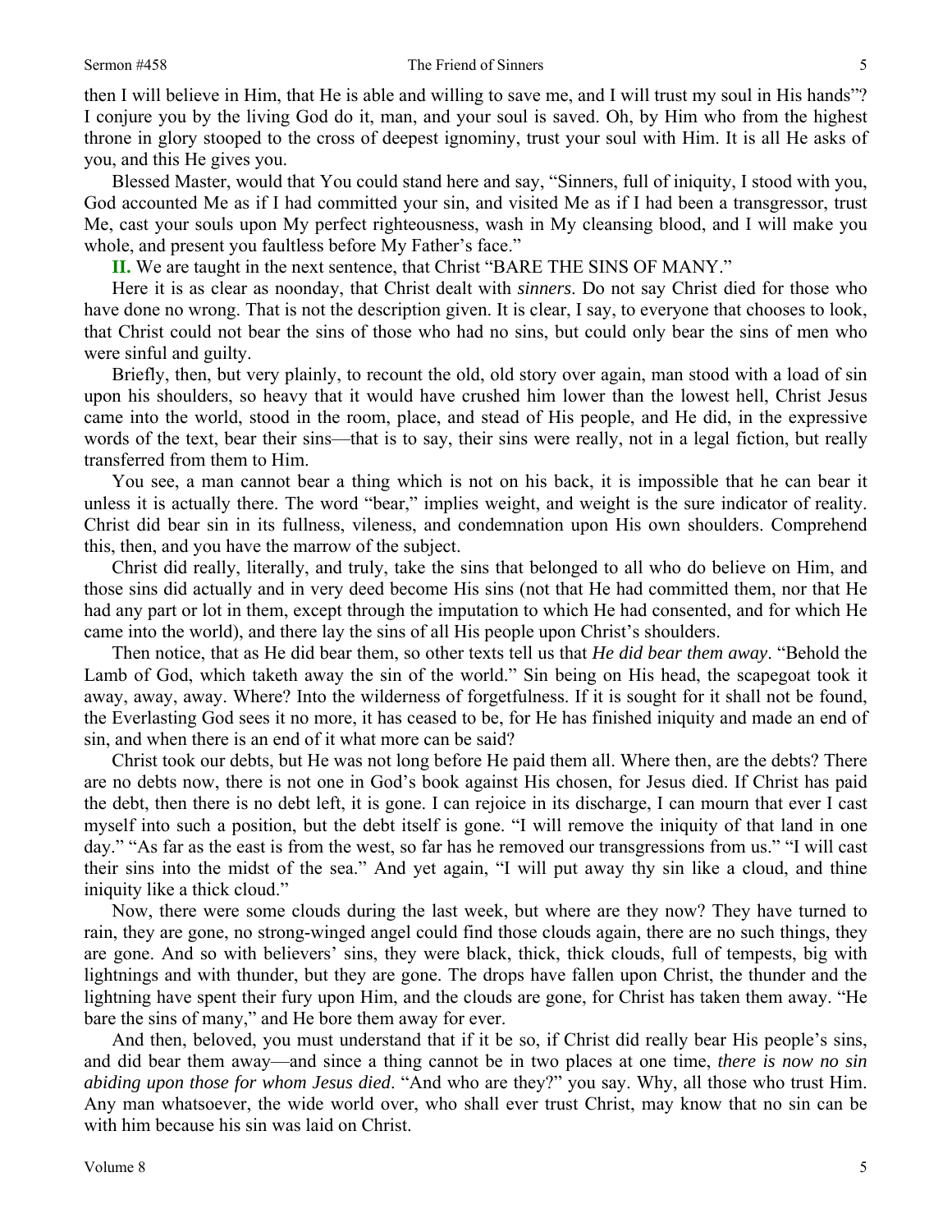then I will believe in Him, that He is able and willing to save me, and I will trust my soul in His hands"? I conjure you by the living God do it, man, and your soul is saved. Oh, by Him who from the highest throne in glory stooped to the cross of deepest ignominy, trust your soul with Him. It is all He asks of you, and this He gives you.

Blessed Master, would that You could stand here and say, "Sinners, full of iniquity, I stood with you, God accounted Me as if I had committed your sin, and visited Me as if I had been a transgressor, trust Me, cast your souls upon My perfect righteousness, wash in My cleansing blood, and I will make you whole, and present you faultless before My Father's face."

**II.** We are taught in the next sentence, that Christ "BARE THE SINS OF MANY."

Here it is as clear as noonday, that Christ dealt with *sinners*. Do not say Christ died for those who have done no wrong. That is not the description given. It is clear, I say, to everyone that chooses to look, that Christ could not bear the sins of those who had no sins, but could only bear the sins of men who were sinful and guilty.

Briefly, then, but very plainly, to recount the old, old story over again, man stood with a load of sin upon his shoulders, so heavy that it would have crushed him lower than the lowest hell, Christ Jesus came into the world, stood in the room, place, and stead of His people, and He did, in the expressive words of the text, bear their sins—that is to say, their sins were really, not in a legal fiction, but really transferred from them to Him.

You see, a man cannot bear a thing which is not on his back, it is impossible that he can bear it unless it is actually there. The word "bear," implies weight, and weight is the sure indicator of reality. Christ did bear sin in its fullness, vileness, and condemnation upon His own shoulders. Comprehend this, then, and you have the marrow of the subject.

Christ did really, literally, and truly, take the sins that belonged to all who do believe on Him, and those sins did actually and in very deed become His sins (not that He had committed them, nor that He had any part or lot in them, except through the imputation to which He had consented, and for which He came into the world), and there lay the sins of all His people upon Christ's shoulders.

Then notice, that as He did bear them, so other texts tell us that *He did bear them away*. "Behold the Lamb of God, which taketh away the sin of the world." Sin being on His head, the scapegoat took it away, away, away. Where? Into the wilderness of forgetfulness. If it is sought for it shall not be found, the Everlasting God sees it no more, it has ceased to be, for He has finished iniquity and made an end of sin, and when there is an end of it what more can be said?

Christ took our debts, but He was not long before He paid them all. Where then, are the debts? There are no debts now, there is not one in God's book against His chosen, for Jesus died. If Christ has paid the debt, then there is no debt left, it is gone. I can rejoice in its discharge, I can mourn that ever I cast myself into such a position, but the debt itself is gone. "I will remove the iniquity of that land in one day." "As far as the east is from the west, so far has he removed our transgressions from us." "I will cast their sins into the midst of the sea." And yet again, "I will put away thy sin like a cloud, and thine iniquity like a thick cloud."

Now, there were some clouds during the last week, but where are they now? They have turned to rain, they are gone, no strong-winged angel could find those clouds again, there are no such things, they are gone. And so with believers' sins, they were black, thick, thick clouds, full of tempests, big with lightnings and with thunder, but they are gone. The drops have fallen upon Christ, the thunder and the lightning have spent their fury upon Him, and the clouds are gone, for Christ has taken them away. "He bare the sins of many," and He bore them away for ever.

And then, beloved, you must understand that if it be so, if Christ did really bear His people's sins, and did bear them away—and since a thing cannot be in two places at one time, *there is now no sin abiding upon those for whom Jesus died*. "And who are they?" you say. Why, all those who trust Him. Any man whatsoever, the wide world over, who shall ever trust Christ, may know that no sin can be with him because his sin was laid on Christ.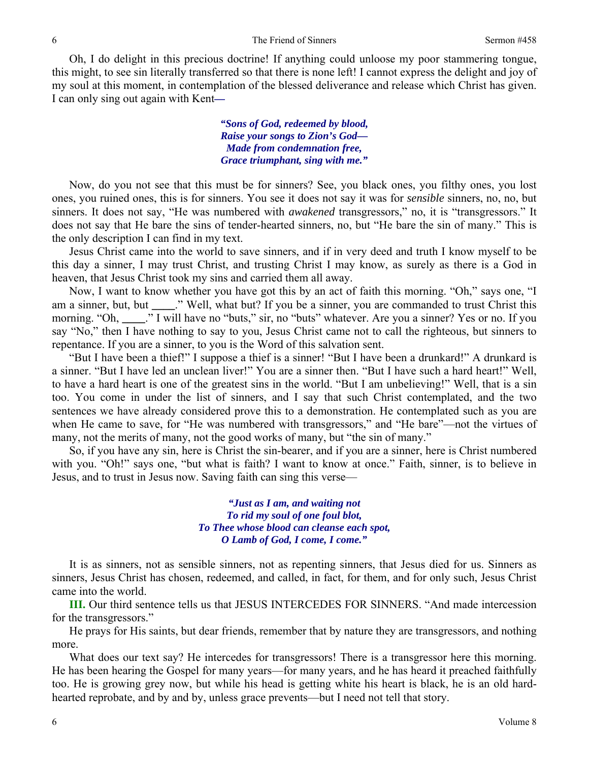Oh, I do delight in this precious doctrine! If anything could unloose my poor stammering tongue, this might, to see sin literally transferred so that there is none left! I cannot express the delight and joy of my soul at this moment, in contemplation of the blessed deliverance and release which Christ has given. I can only sing out again with Kent—

> ***"Sons of God, redeemed by blood,***
> ***Raise your songs to Zion's God—***
> ***Made from condemnation free,***
> ***Grace triumphant, sing with me."***

Now, do you not see that this must be for sinners? See, you black ones, you filthy ones, you lost ones, you ruined ones, this is for sinners. You see it does not say it was for *sensible* sinners, no, no, but sinners. It does not say, "He was numbered with *awakened* transgressors," no, it is "transgressors." It does not say that He bare the sins of tender-hearted sinners, no, but "He bare the sin of many." This is the only description I can find in my text.

Jesus Christ came into the world to save sinners, and if in very deed and truth I know myself to be this day a sinner, I may trust Christ, and trusting Christ I may know, as surely as there is a God in heaven, that Jesus Christ took my sins and carried them all away.

Now, I want to know whether you have got this by an act of faith this morning. "Oh," says one, "I am a sinner, but, but ____." Well, what but? If you be a sinner, you are commanded to trust Christ this morning. "Oh, ____." I will have no "buts," sir, no "buts" whatever. Are you a sinner? Yes or no. If you say "No," then I have nothing to say to you, Jesus Christ came not to call the righteous, but sinners to repentance. If you are a sinner, to you is the Word of this salvation sent.

"But I have been a thief!" I suppose a thief is a sinner! "But I have been a drunkard!" A drunkard is a sinner. "But I have led an unclean liver!" You are a sinner then. "But I have such a hard heart!" Well, to have a hard heart is one of the greatest sins in the world. "But I am unbelieving!" Well, that is a sin too. You come in under the list of sinners, and I say that such Christ contemplated, and the two sentences we have already considered prove this to a demonstration. He contemplated such as you are when He came to save, for "He was numbered with transgressors," and "He bare"—not the virtues of many, not the merits of many, not the good works of many, but "the sin of many."

So, if you have any sin, here is Christ the sin-bearer, and if you are a sinner, here is Christ numbered with you. "Oh!" says one, "but what is faith? I want to know at once." Faith, sinner, is to believe in Jesus, and to trust in Jesus now. Saving faith can sing this verse—

> ***"Just as I am, and waiting not***
> ***To rid my soul of one foul blot,***
> ***To Thee whose blood can cleanse each spot,***
> ***O Lamb of God, I come, I come."***

It is as sinners, not as sensible sinners, not as repenting sinners, that Jesus died for us. Sinners as sinners, Jesus Christ has chosen, redeemed, and called, in fact, for them, and for only such, Jesus Christ came into the world.

**III.** Our third sentence tells us that JESUS INTERCEDES FOR SINNERS. "And made intercession for the transgressors."

He prays for His saints, but dear friends, remember that by nature they are transgressors, and nothing more.

What does our text say? He intercedes for transgressors! There is a transgressor here this morning. He has been hearing the Gospel for many years—for many years, and he has heard it preached faithfully too. He is growing grey now, but while his head is getting white his heart is black, he is an old hard-hearted reprobate, and by and by, unless grace prevents—but I need not tell that story.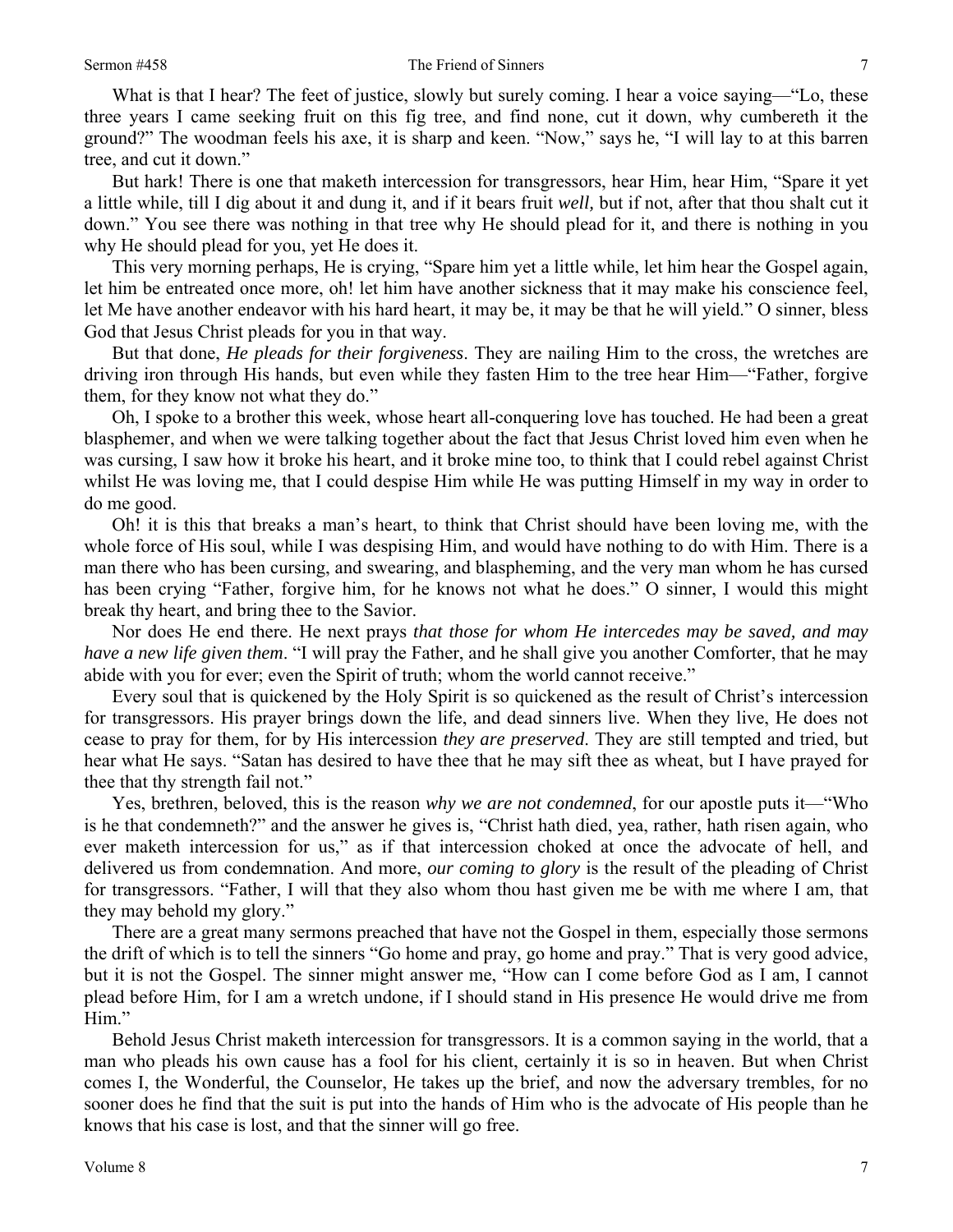What is that I hear? The feet of justice, slowly but surely coming. I hear a voice saying—"Lo, these three years I came seeking fruit on this fig tree, and find none, cut it down, why cumbereth it the ground?" The woodman feels his axe, it is sharp and keen. "Now," says he, "I will lay to at this barren tree, and cut it down."

But hark! There is one that maketh intercession for transgressors, hear Him, hear Him, "Spare it yet a little while, till I dig about it and dung it, and if it bears fruit *well,* but if not, after that thou shalt cut it down." You see there was nothing in that tree why He should plead for it, and there is nothing in you why He should plead for you, yet He does it.

This very morning perhaps, He is crying, "Spare him yet a little while, let him hear the Gospel again, let him be entreated once more, oh! let him have another sickness that it may make his conscience feel, let Me have another endeavor with his hard heart, it may be, it may be that he will yield." O sinner, bless God that Jesus Christ pleads for you in that way.

But that done, *He pleads for their forgiveness*. They are nailing Him to the cross, the wretches are driving iron through His hands, but even while they fasten Him to the tree hear Him—"Father, forgive them, for they know not what they do."

Oh, I spoke to a brother this week, whose heart all-conquering love has touched. He had been a great blasphemer, and when we were talking together about the fact that Jesus Christ loved him even when he was cursing, I saw how it broke his heart, and it broke mine too, to think that I could rebel against Christ whilst He was loving me, that I could despise Him while He was putting Himself in my way in order to do me good.

Oh! it is this that breaks a man's heart, to think that Christ should have been loving me, with the whole force of His soul, while I was despising Him, and would have nothing to do with Him. There is a man there who has been cursing, and swearing, and blaspheming, and the very man whom he has cursed has been crying "Father, forgive him, for he knows not what he does." O sinner, I would this might break thy heart, and bring thee to the Savior.

Nor does He end there. He next prays *that those for whom He intercedes may be saved, and may have a new life given them*. "I will pray the Father, and he shall give you another Comforter, that he may abide with you for ever; even the Spirit of truth; whom the world cannot receive."

Every soul that is quickened by the Holy Spirit is so quickened as the result of Christ's intercession for transgressors. His prayer brings down the life, and dead sinners live. When they live, He does not cease to pray for them, for by His intercession *they are preserved*. They are still tempted and tried, but hear what He says. "Satan has desired to have thee that he may sift thee as wheat, but I have prayed for thee that thy strength fail not."

Yes, brethren, beloved, this is the reason *why we are not condemned*, for our apostle puts it—"Who is he that condemneth?" and the answer he gives is, "Christ hath died, yea, rather, hath risen again, who ever maketh intercession for us," as if that intercession choked at once the advocate of hell, and delivered us from condemnation. And more, *our coming to glory* is the result of the pleading of Christ for transgressors. "Father, I will that they also whom thou hast given me be with me where I am, that they may behold my glory."

There are a great many sermons preached that have not the Gospel in them, especially those sermons the drift of which is to tell the sinners "Go home and pray, go home and pray." That is very good advice, but it is not the Gospel. The sinner might answer me, "How can I come before God as I am, I cannot plead before Him, for I am a wretch undone, if I should stand in His presence He would drive me from Him."

Behold Jesus Christ maketh intercession for transgressors. It is a common saying in the world, that a man who pleads his own cause has a fool for his client, certainly it is so in heaven. But when Christ comes I, the Wonderful, the Counselor, He takes up the brief, and now the adversary trembles, for no sooner does he find that the suit is put into the hands of Him who is the advocate of His people than he knows that his case is lost, and that the sinner will go free.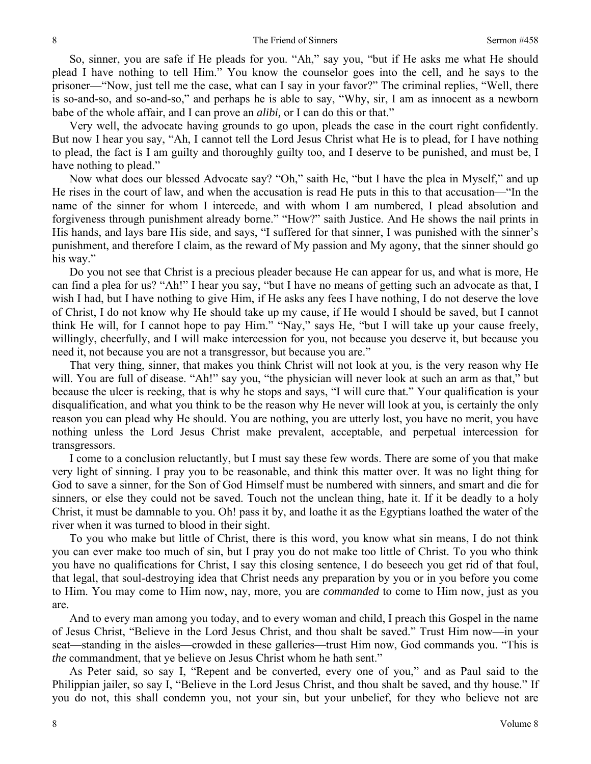So, sinner, you are safe if He pleads for you. "Ah," say you, "but if He asks me what He should plead I have nothing to tell Him." You know the counselor goes into the cell, and he says to the prisoner—"Now, just tell me the case, what can I say in your favor?" The criminal replies, "Well, there is so-and-so, and so-and-so," and perhaps he is able to say, "Why, sir, I am as innocent as a newborn babe of the whole affair, and I can prove an *alibi,* or I can do this or that."

Very well, the advocate having grounds to go upon, pleads the case in the court right confidently. But now I hear you say, "Ah, I cannot tell the Lord Jesus Christ what He is to plead, for I have nothing to plead, the fact is I am guilty and thoroughly guilty too, and I deserve to be punished, and must be, I have nothing to plead."

Now what does our blessed Advocate say? "Oh," saith He, "but I have the plea in Myself," and up He rises in the court of law, and when the accusation is read He puts in this to that accusation—"In the name of the sinner for whom I intercede, and with whom I am numbered, I plead absolution and forgiveness through punishment already borne." "How?" saith Justice. And He shows the nail prints in His hands, and lays bare His side, and says, "I suffered for that sinner, I was punished with the sinner's punishment, and therefore I claim, as the reward of My passion and My agony, that the sinner should go his way."

Do you not see that Christ is a precious pleader because He can appear for us, and what is more, He can find a plea for us? "Ah!" I hear you say, "but I have no means of getting such an advocate as that, I wish I had, but I have nothing to give Him, if He asks any fees I have nothing, I do not deserve the love of Christ, I do not know why He should take up my cause, if He would I should be saved, but I cannot think He will, for I cannot hope to pay Him." "Nay," says He, "but I will take up your cause freely, willingly, cheerfully, and I will make intercession for you, not because you deserve it, but because you need it, not because you are not a transgressor, but because you are."

That very thing, sinner, that makes you think Christ will not look at you, is the very reason why He will. You are full of disease. "Ah!" say you, "the physician will never look at such an arm as that," but because the ulcer is reeking, that is why he stops and says, "I will cure that." Your qualification is your disqualification, and what you think to be the reason why He never will look at you, is certainly the only reason you can plead why He should. You are nothing, you are utterly lost, you have no merit, you have nothing unless the Lord Jesus Christ make prevalent, acceptable, and perpetual intercession for transgressors.

I come to a conclusion reluctantly, but I must say these few words. There are some of you that make very light of sinning. I pray you to be reasonable, and think this matter over. It was no light thing for God to save a sinner, for the Son of God Himself must be numbered with sinners, and smart and die for sinners, or else they could not be saved. Touch not the unclean thing, hate it. If it be deadly to a holy Christ, it must be damnable to you. Oh! pass it by, and loathe it as the Egyptians loathed the water of the river when it was turned to blood in their sight.

To you who make but little of Christ, there is this word, you know what sin means, I do not think you can ever make too much of sin, but I pray you do not make too little of Christ. To you who think you have no qualifications for Christ, I say this closing sentence, I do beseech you get rid of that foul, that legal, that soul-destroying idea that Christ needs any preparation by you or in you before you come to Him. You may come to Him now, nay, more, you are *commanded* to come to Him now, just as you are.

And to every man among you today, and to every woman and child, I preach this Gospel in the name of Jesus Christ, "Believe in the Lord Jesus Christ, and thou shalt be saved." Trust Him now—in your seat—standing in the aisles—crowded in these galleries—trust Him now, God commands you. "This is *the* commandment, that ye believe on Jesus Christ whom he hath sent."

As Peter said, so say I, "Repent and be converted, every one of you," and as Paul said to the Philippian jailer, so say I, "Believe in the Lord Jesus Christ, and thou shalt be saved, and thy house." If you do not, this shall condemn you, not your sin, but your unbelief, for they who believe not are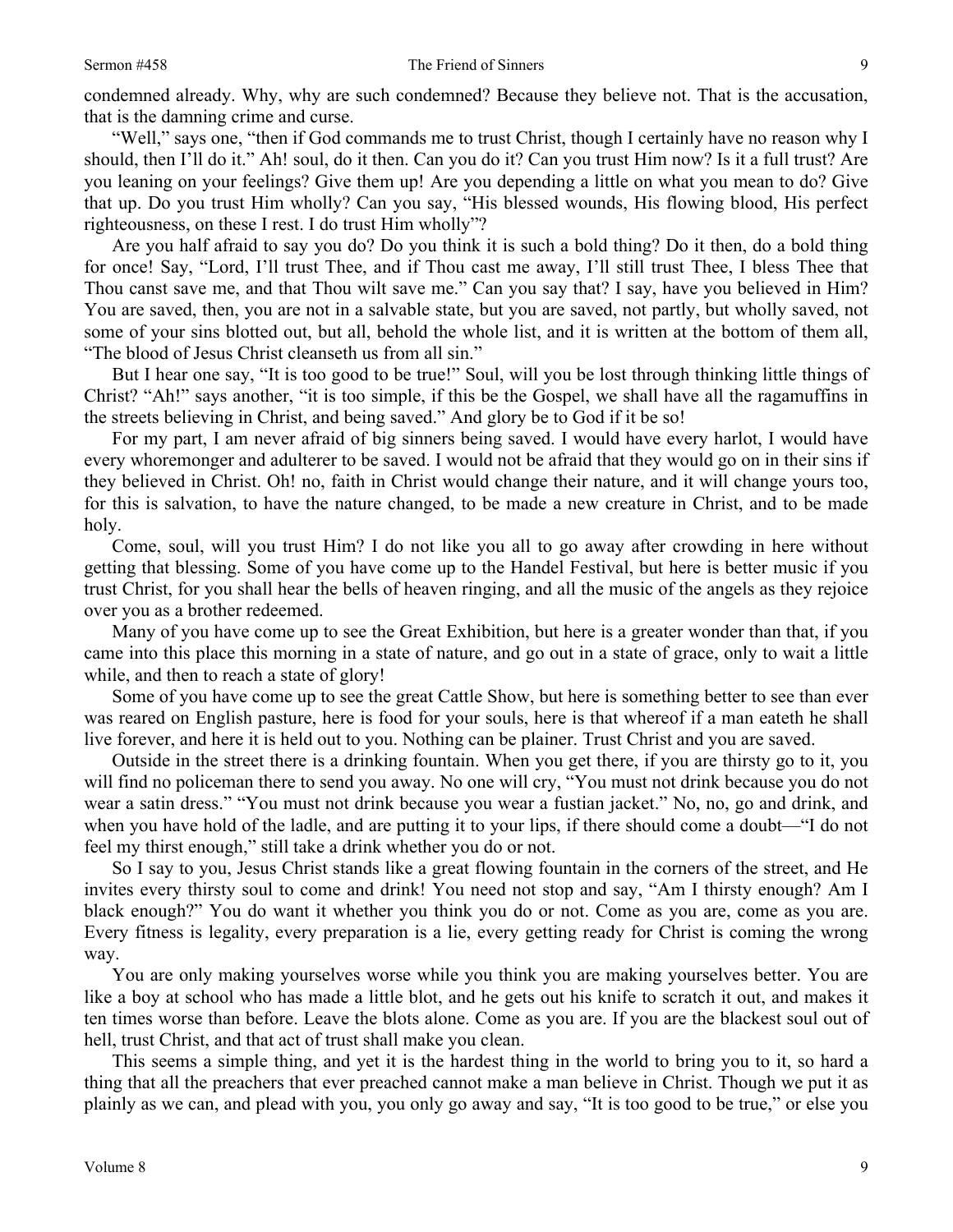condemned already. Why, why are such condemned? Because they believe not. That is the accusation, that is the damning crime and curse.

"Well," says one, "then if God commands me to trust Christ, though I certainly have no reason why I should, then I'll do it." Ah! soul, do it then. Can you do it? Can you trust Him now? Is it a full trust? Are you leaning on your feelings? Give them up! Are you depending a little on what you mean to do? Give that up. Do you trust Him wholly? Can you say, "His blessed wounds, His flowing blood, His perfect righteousness, on these I rest. I do trust Him wholly"?

Are you half afraid to say you do? Do you think it is such a bold thing? Do it then, do a bold thing for once! Say, "Lord, I'll trust Thee, and if Thou cast me away, I'll still trust Thee, I bless Thee that Thou canst save me, and that Thou wilt save me." Can you say that? I say, have you believed in Him? You are saved, then, you are not in a salvable state, but you are saved, not partly, but wholly saved, not some of your sins blotted out, but all, behold the whole list, and it is written at the bottom of them all, "The blood of Jesus Christ cleanseth us from all sin."

But I hear one say, "It is too good to be true!" Soul, will you be lost through thinking little things of Christ? "Ah!" says another, "it is too simple, if this be the Gospel, we shall have all the ragamuffins in the streets believing in Christ, and being saved." And glory be to God if it be so!

For my part, I am never afraid of big sinners being saved. I would have every harlot, I would have every whoremonger and adulterer to be saved. I would not be afraid that they would go on in their sins if they believed in Christ. Oh! no, faith in Christ would change their nature, and it will change yours too, for this is salvation, to have the nature changed, to be made a new creature in Christ, and to be made holy.

Come, soul, will you trust Him? I do not like you all to go away after crowding in here without getting that blessing. Some of you have come up to the Handel Festival, but here is better music if you trust Christ, for you shall hear the bells of heaven ringing, and all the music of the angels as they rejoice over you as a brother redeemed.

Many of you have come up to see the Great Exhibition, but here is a greater wonder than that, if you came into this place this morning in a state of nature, and go out in a state of grace, only to wait a little while, and then to reach a state of glory!

Some of you have come up to see the great Cattle Show, but here is something better to see than ever was reared on English pasture, here is food for your souls, here is that whereof if a man eateth he shall live forever, and here it is held out to you. Nothing can be plainer. Trust Christ and you are saved.

Outside in the street there is a drinking fountain. When you get there, if you are thirsty go to it, you will find no policeman there to send you away. No one will cry, "You must not drink because you do not wear a satin dress." "You must not drink because you wear a fustian jacket." No, no, go and drink, and when you have hold of the ladle, and are putting it to your lips, if there should come a doubt—"I do not feel my thirst enough," still take a drink whether you do or not.

So I say to you, Jesus Christ stands like a great flowing fountain in the corners of the street, and He invites every thirsty soul to come and drink! You need not stop and say, "Am I thirsty enough? Am I black enough?" You do want it whether you think you do or not. Come as you are, come as you are. Every fitness is legality, every preparation is a lie, every getting ready for Christ is coming the wrong way.

You are only making yourselves worse while you think you are making yourselves better. You are like a boy at school who has made a little blot, and he gets out his knife to scratch it out, and makes it ten times worse than before. Leave the blots alone. Come as you are. If you are the blackest soul out of hell, trust Christ, and that act of trust shall make you clean.

This seems a simple thing, and yet it is the hardest thing in the world to bring you to it, so hard a thing that all the preachers that ever preached cannot make a man believe in Christ. Though we put it as plainly as we can, and plead with you, you only go away and say, "It is too good to be true," or else you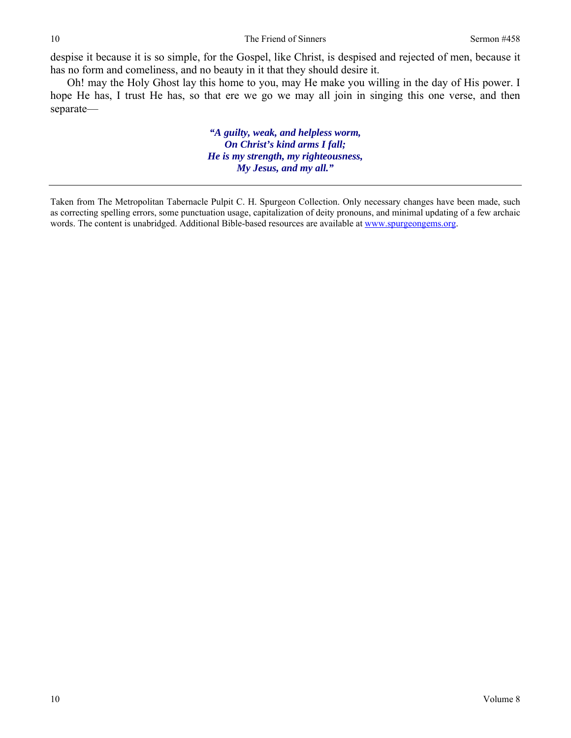despise it because it is so simple, for the Gospel, like Christ, is despised and rejected of men, because it has no form and comeliness, and no beauty in it that they should desire it.

Oh! may the Holy Ghost lay this home to you, may He make you willing in the day of His power. I hope He has, I trust He has, so that ere we go we may all join in singing this one verse, and then separate—

***"A guilty, weak, and helpless worm,***
***On Christ's kind arms I fall;***
***He is my strength, my righteousness,***
***My Jesus, and my all."***

---

Taken from The Metropolitan Tabernacle Pulpit C. H. Spurgeon Collection. Only necessary changes have been made, such as correcting spelling errors, some punctuation usage, capitalization of deity pronouns, and minimal updating of a few archaic words. The content is unabridged. Additional Bible-based resources are available at www.spurgeongems.org.